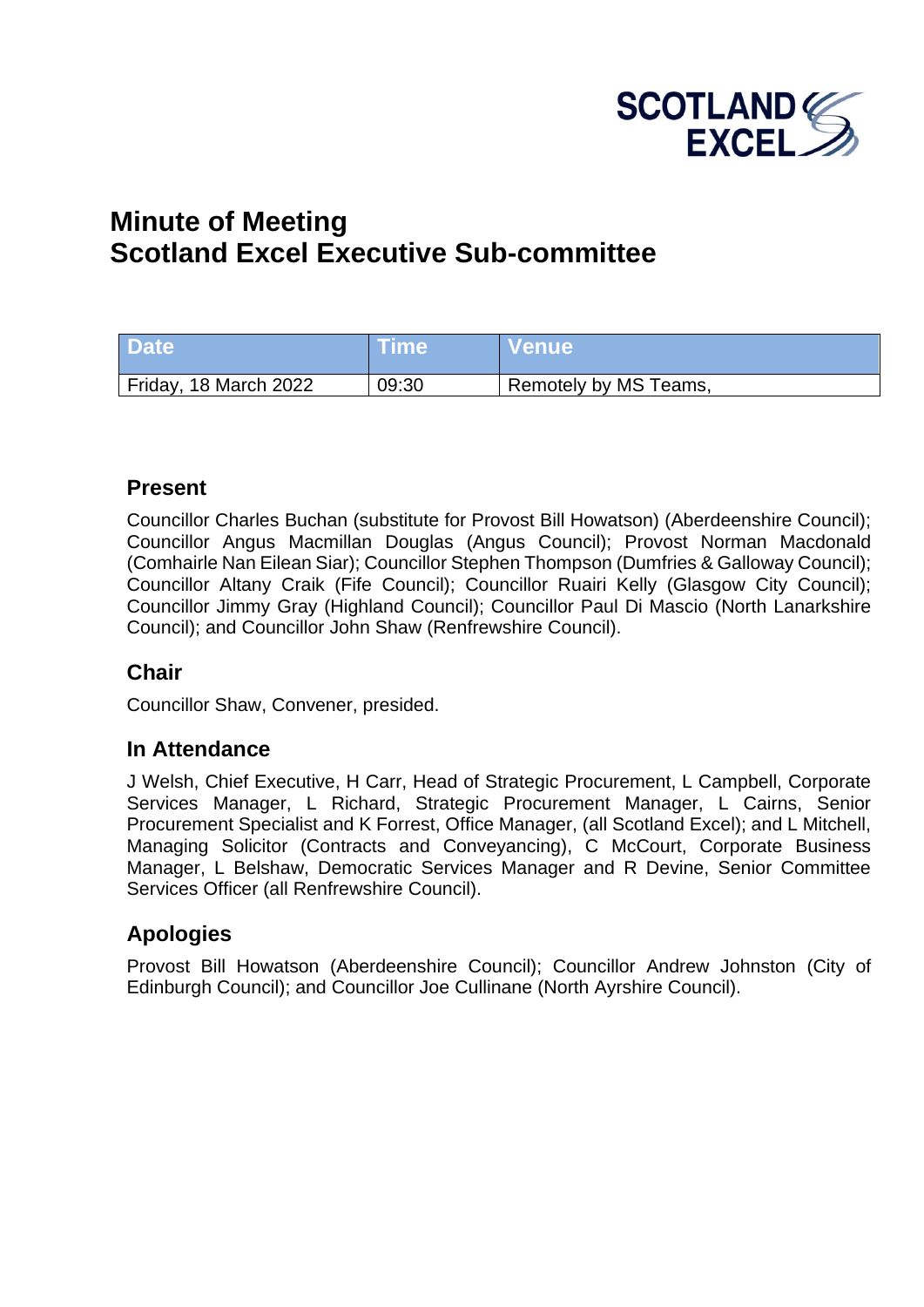# Minute of Meeting
# Scotland Excel Executive Sub-committee

| Date | Time | Venue |
|---|---|---|
| Friday, 18 March 2022 | 09:30 | Remotely by MS Teams, |

## Present

Councillor Charles Buchan (substitute for Provost Bill Howatson) (Aberdeenshire Council); Councillor Angus Macmillan Douglas (Angus Council); Provost Norman Macdonald (Comhairle Nan Eilean Siar); Councillor Stephen Thompson (Dumfries & Galloway Council); Councillor Altany Craik (Fife Council); Councillor Ruairi Kelly (Glasgow City Council); Councillor Jimmy Gray (Highland Council); Councillor Paul Di Mascio (North Lanarkshire Council); and Councillor John Shaw (Renfrewshire Council).

## Chair

Councillor Shaw, Convener, presided.

## In Attendance

J Welsh, Chief Executive, H Carr, Head of Strategic Procurement, L Campbell, Corporate Services Manager, L Richard, Strategic Procurement Manager, L Cairns, Senior Procurement Specialist and K Forrest, Office Manager, (all Scotland Excel); and L Mitchell, Managing Solicitor (Contracts and Conveyancing), C McCourt, Corporate Business Manager, L Belshaw, Democratic Services Manager and R Devine, Senior Committee Services Officer (all Renfrewshire Council).

## Apologies

Provost Bill Howatson (Aberdeenshire Council); Councillor Andrew Johnston (City of Edinburgh Council); and Councillor Joe Cullinane (North Ayrshire Council).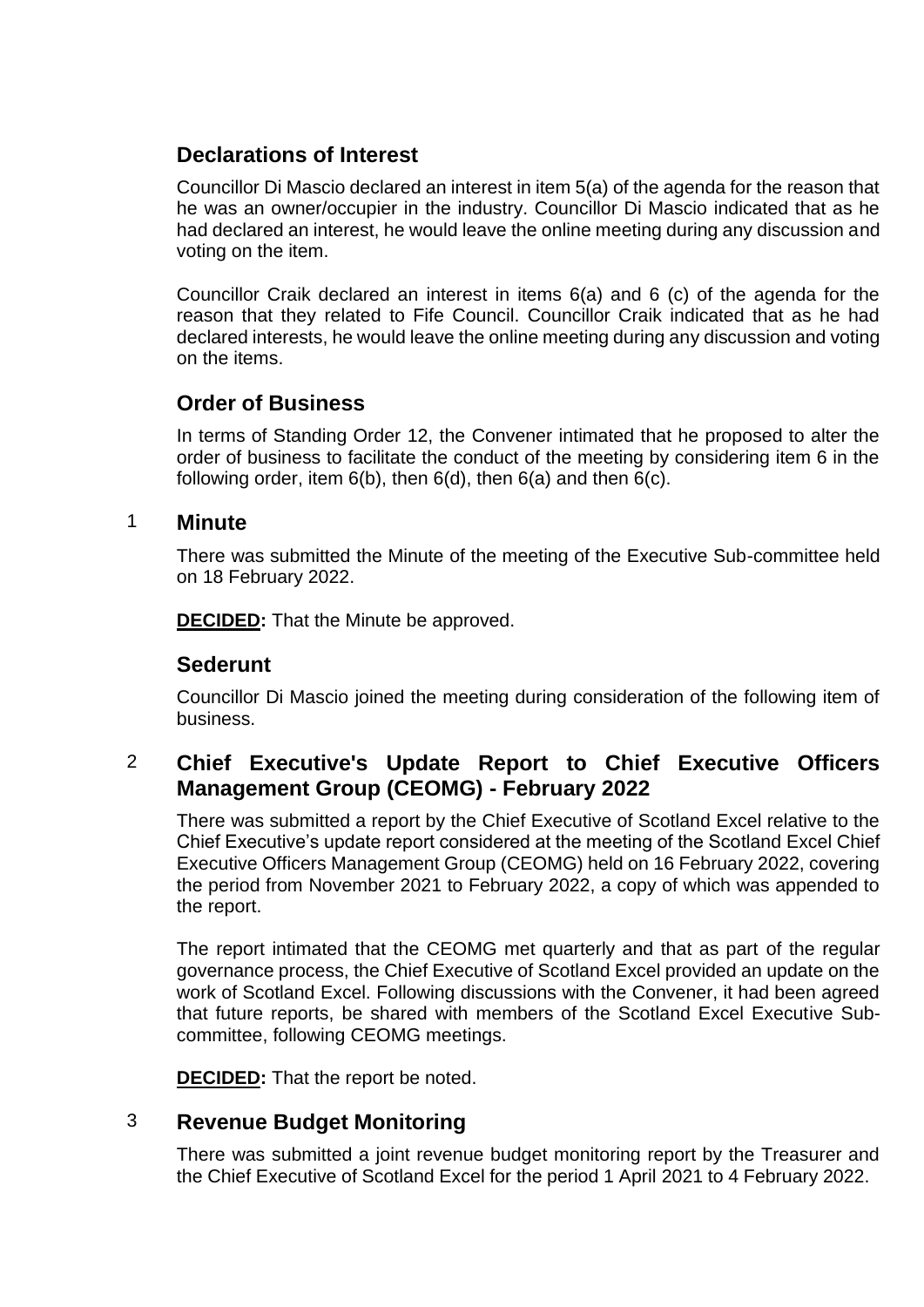## Declarations of Interest

Councillor Di Mascio declared an interest in item 5(a) of the agenda for the reason that he was an owner/occupier in the industry. Councillor Di Mascio indicated that as he had declared an interest, he would leave the online meeting during any discussion and voting on the item.

Councillor Craik declared an interest in items 6(a) and 6 (c) of the agenda for the reason that they related to Fife Council. Councillor Craik indicated that as he had declared interests, he would leave the online meeting during any discussion and voting on the items.

## Order of Business

In terms of Standing Order 12, the Convener intimated that he proposed to alter the order of business to facilitate the conduct of the meeting by considering item 6 in the following order, item 6(b), then 6(d), then 6(a) and then 6(c).

## 1 Minute

There was submitted the Minute of the meeting of the Executive Sub-committee held on 18 February 2022.

**DECIDED:** That the Minute be approved.

## Sederunt

Councillor Di Mascio joined the meeting during consideration of the following item of business.

## 2 Chief Executive's Update Report to Chief Executive Officers Management Group (CEOMG) - February 2022

There was submitted a report by the Chief Executive of Scotland Excel relative to the Chief Executive's update report considered at the meeting of the Scotland Excel Chief Executive Officers Management Group (CEOMG) held on 16 February 2022, covering the period from November 2021 to February 2022, a copy of which was appended to the report.

The report intimated that the CEOMG met quarterly and that as part of the regular governance process, the Chief Executive of Scotland Excel provided an update on the work of Scotland Excel. Following discussions with the Convener, it had been agreed that future reports, be shared with members of the Scotland Excel Executive Sub-committee, following CEOMG meetings.

**DECIDED:** That the report be noted.

## 3 Revenue Budget Monitoring

There was submitted a joint revenue budget monitoring report by the Treasurer and the Chief Executive of Scotland Excel for the period 1 April 2021 to 4 February 2022.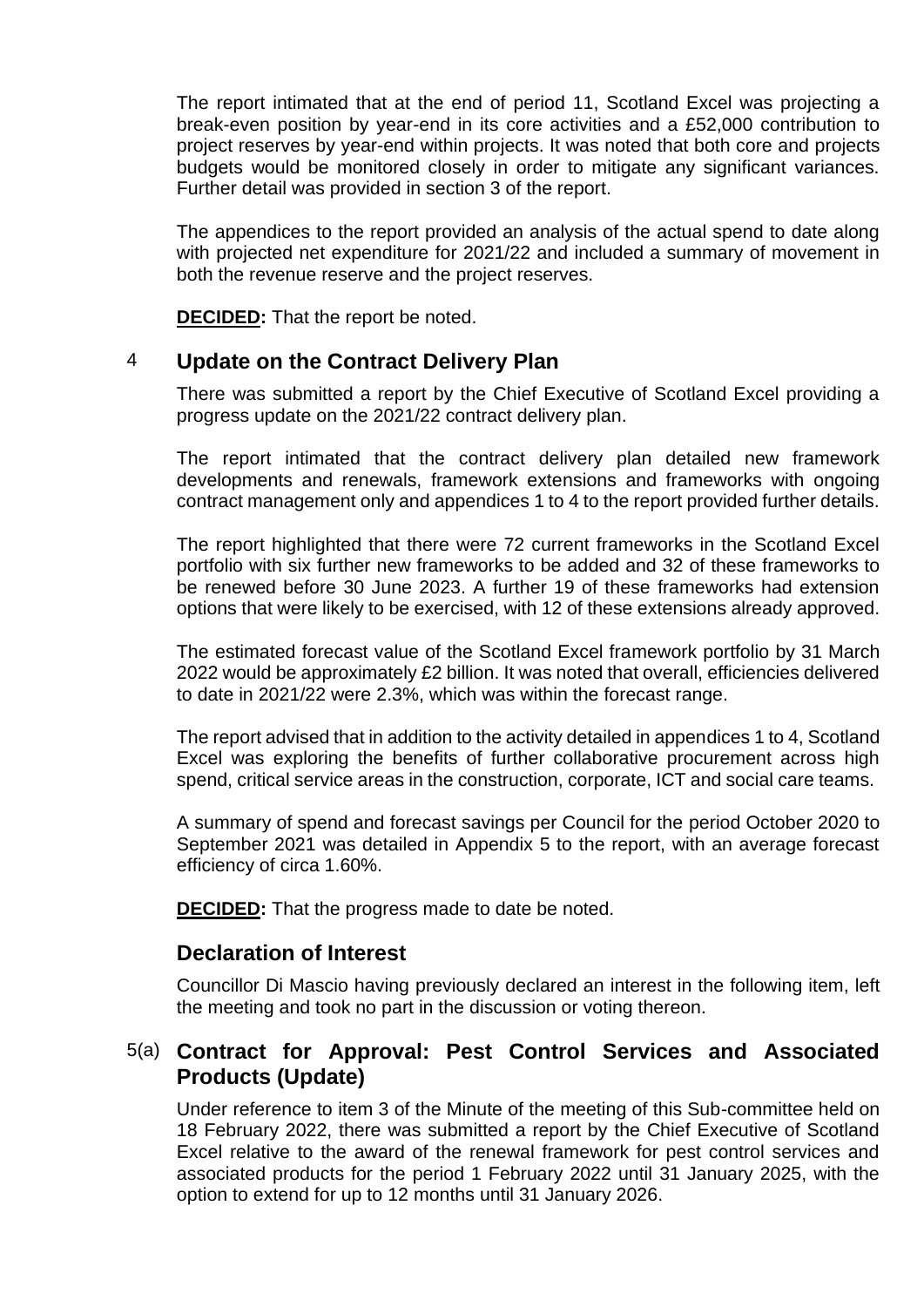The report intimated that at the end of period 11, Scotland Excel was projecting a break-even position by year-end in its core activities and a £52,000 contribution to project reserves by year-end within projects. It was noted that both core and projects budgets would be monitored closely in order to mitigate any significant variances. Further detail was provided in section 3 of the report.

The appendices to the report provided an analysis of the actual spend to date along with projected net expenditure for 2021/22 and included a summary of movement in both the revenue reserve and the project reserves.

**DECIDED:** That the report be noted.

## 4 Update on the Contract Delivery Plan

There was submitted a report by the Chief Executive of Scotland Excel providing a progress update on the 2021/22 contract delivery plan.

The report intimated that the contract delivery plan detailed new framework developments and renewals, framework extensions and frameworks with ongoing contract management only and appendices 1 to 4 to the report provided further details.

The report highlighted that there were 72 current frameworks in the Scotland Excel portfolio with six further new frameworks to be added and 32 of these frameworks to be renewed before 30 June 2023. A further 19 of these frameworks had extension options that were likely to be exercised, with 12 of these extensions already approved.

The estimated forecast value of the Scotland Excel framework portfolio by 31 March 2022 would be approximately £2 billion. It was noted that overall, efficiencies delivered to date in 2021/22 were 2.3%, which was within the forecast range.

The report advised that in addition to the activity detailed in appendices 1 to 4, Scotland Excel was exploring the benefits of further collaborative procurement across high spend, critical service areas in the construction, corporate, ICT and social care teams.

A summary of spend and forecast savings per Council for the period October 2020 to September 2021 was detailed in Appendix 5 to the report, with an average forecast efficiency of circa 1.60%.

**DECIDED:** That the progress made to date be noted.

## Declaration of Interest

Councillor Di Mascio having previously declared an interest in the following item, left the meeting and took no part in the discussion or voting thereon.

## 5(a) Contract for Approval: Pest Control Services and Associated Products (Update)

Under reference to item 3 of the Minute of the meeting of this Sub-committee held on 18 February 2022, there was submitted a report by the Chief Executive of Scotland Excel relative to the award of the renewal framework for pest control services and associated products for the period 1 February 2022 until 31 January 2025, with the option to extend for up to 12 months until 31 January 2026.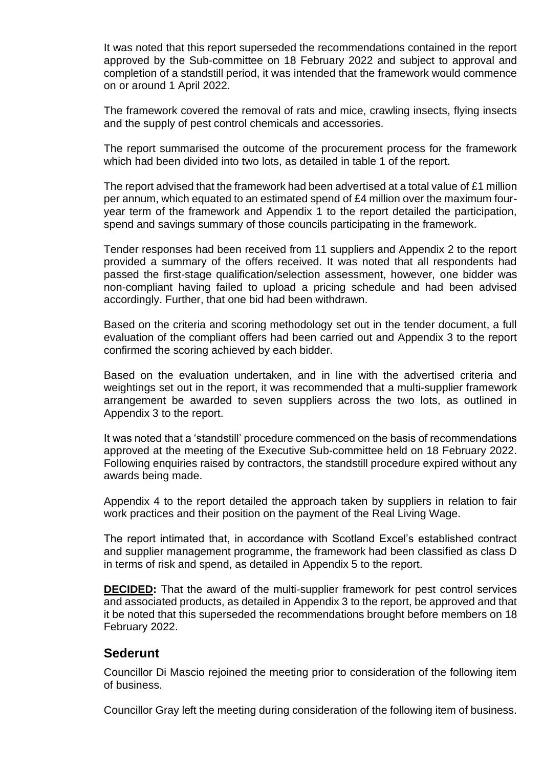It was noted that this report superseded the recommendations contained in the report approved by the Sub-committee on 18 February 2022 and subject to approval and completion of a standstill period, it was intended that the framework would commence on or around 1 April 2022.

The framework covered the removal of rats and mice, crawling insects, flying insects and the supply of pest control chemicals and accessories.

The report summarised the outcome of the procurement process for the framework which had been divided into two lots, as detailed in table 1 of the report.

The report advised that the framework had been advertised at a total value of £1 million per annum, which equated to an estimated spend of £4 million over the maximum four-year term of the framework and Appendix 1 to the report detailed the participation, spend and savings summary of those councils participating in the framework.

Tender responses had been received from 11 suppliers and Appendix 2 to the report provided a summary of the offers received. It was noted that all respondents had passed the first-stage qualification/selection assessment, however, one bidder was non-compliant having failed to upload a pricing schedule and had been advised accordingly. Further, that one bid had been withdrawn.

Based on the criteria and scoring methodology set out in the tender document, a full evaluation of the compliant offers had been carried out and Appendix 3 to the report confirmed the scoring achieved by each bidder.

Based on the evaluation undertaken, and in line with the advertised criteria and weightings set out in the report, it was recommended that a multi-supplier framework arrangement be awarded to seven suppliers across the two lots, as outlined in Appendix 3 to the report.

It was noted that a 'standstill' procedure commenced on the basis of recommendations approved at the meeting of the Executive Sub-committee held on 18 February 2022. Following enquiries raised by contractors, the standstill procedure expired without any awards being made.

Appendix 4 to the report detailed the approach taken by suppliers in relation to fair work practices and their position on the payment of the Real Living Wage.

The report intimated that, in accordance with Scotland Excel's established contract and supplier management programme, the framework had been classified as class D in terms of risk and spend, as detailed in Appendix 5 to the report.

**DECIDED:** That the award of the multi-supplier framework for pest control services and associated products, as detailed in Appendix 3 to the report, be approved and that it be noted that this superseded the recommendations brought before members on 18 February 2022.

## Sederunt

Councillor Di Mascio rejoined the meeting prior to consideration of the following item of business.

Councillor Gray left the meeting during consideration of the following item of business.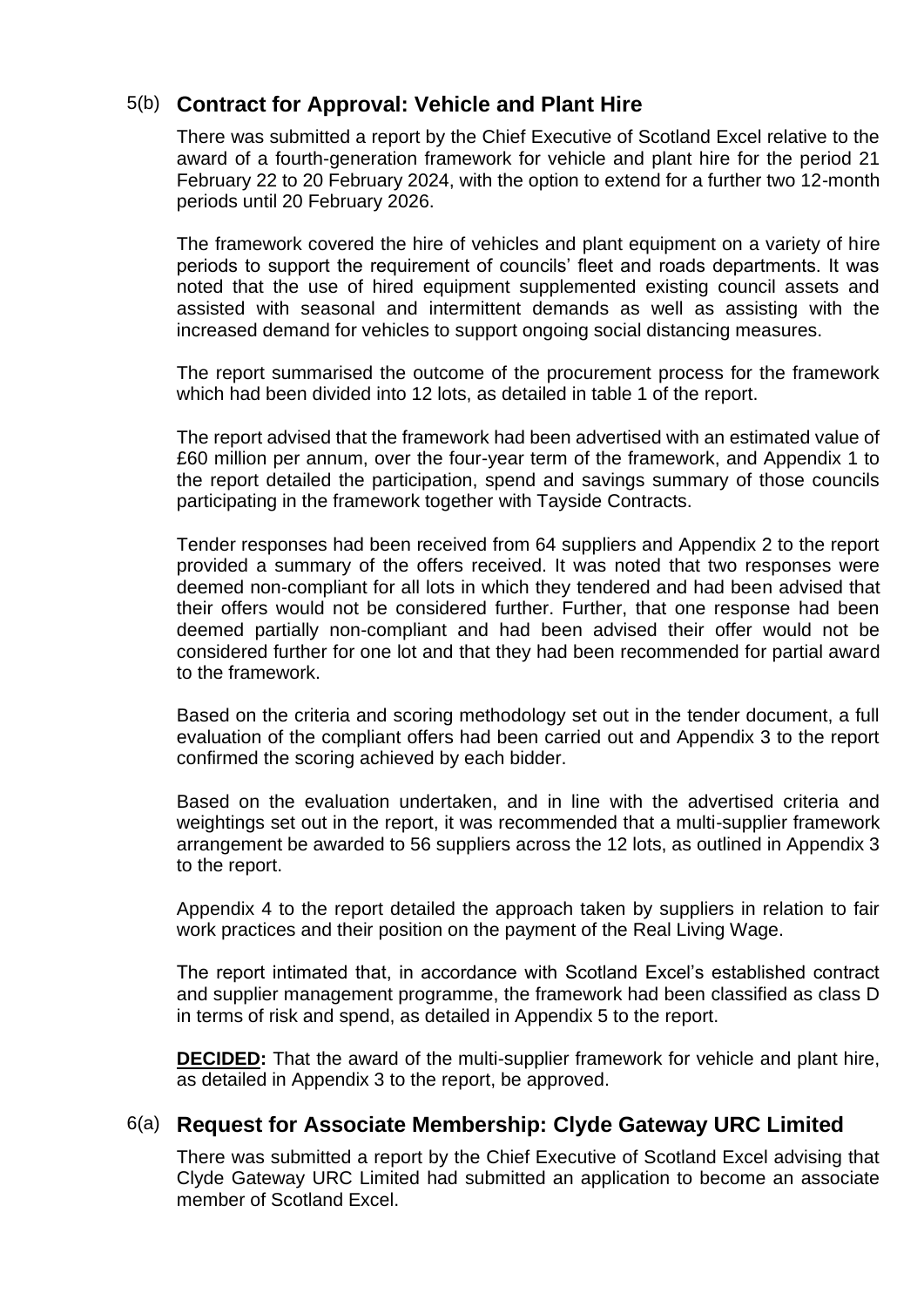## 5(b) Contract for Approval: Vehicle and Plant Hire

There was submitted a report by the Chief Executive of Scotland Excel relative to the award of a fourth-generation framework for vehicle and plant hire for the period 21 February 22 to 20 February 2024, with the option to extend for a further two 12-month periods until 20 February 2026.

The framework covered the hire of vehicles and plant equipment on a variety of hire periods to support the requirement of councils' fleet and roads departments. It was noted that the use of hired equipment supplemented existing council assets and assisted with seasonal and intermittent demands as well as assisting with the increased demand for vehicles to support ongoing social distancing measures.

The report summarised the outcome of the procurement process for the framework which had been divided into 12 lots, as detailed in table 1 of the report.

The report advised that the framework had been advertised with an estimated value of £60 million per annum, over the four-year term of the framework, and Appendix 1 to the report detailed the participation, spend and savings summary of those councils participating in the framework together with Tayside Contracts.

Tender responses had been received from 64 suppliers and Appendix 2 to the report provided a summary of the offers received. It was noted that two responses were deemed non-compliant for all lots in which they tendered and had been advised that their offers would not be considered further. Further, that one response had been deemed partially non-compliant and had been advised their offer would not be considered further for one lot and that they had been recommended for partial award to the framework.

Based on the criteria and scoring methodology set out in the tender document, a full evaluation of the compliant offers had been carried out and Appendix 3 to the report confirmed the scoring achieved by each bidder.

Based on the evaluation undertaken, and in line with the advertised criteria and weightings set out in the report, it was recommended that a multi-supplier framework arrangement be awarded to 56 suppliers across the 12 lots, as outlined in Appendix 3 to the report.

Appendix 4 to the report detailed the approach taken by suppliers in relation to fair work practices and their position on the payment of the Real Living Wage.

The report intimated that, in accordance with Scotland Excel's established contract and supplier management programme, the framework had been classified as class D in terms of risk and spend, as detailed in Appendix 5 to the report.

**DECIDED:** That the award of the multi-supplier framework for vehicle and plant hire, as detailed in Appendix 3 to the report, be approved.

## 6(a) Request for Associate Membership: Clyde Gateway URC Limited

There was submitted a report by the Chief Executive of Scotland Excel advising that Clyde Gateway URC Limited had submitted an application to become an associate member of Scotland Excel.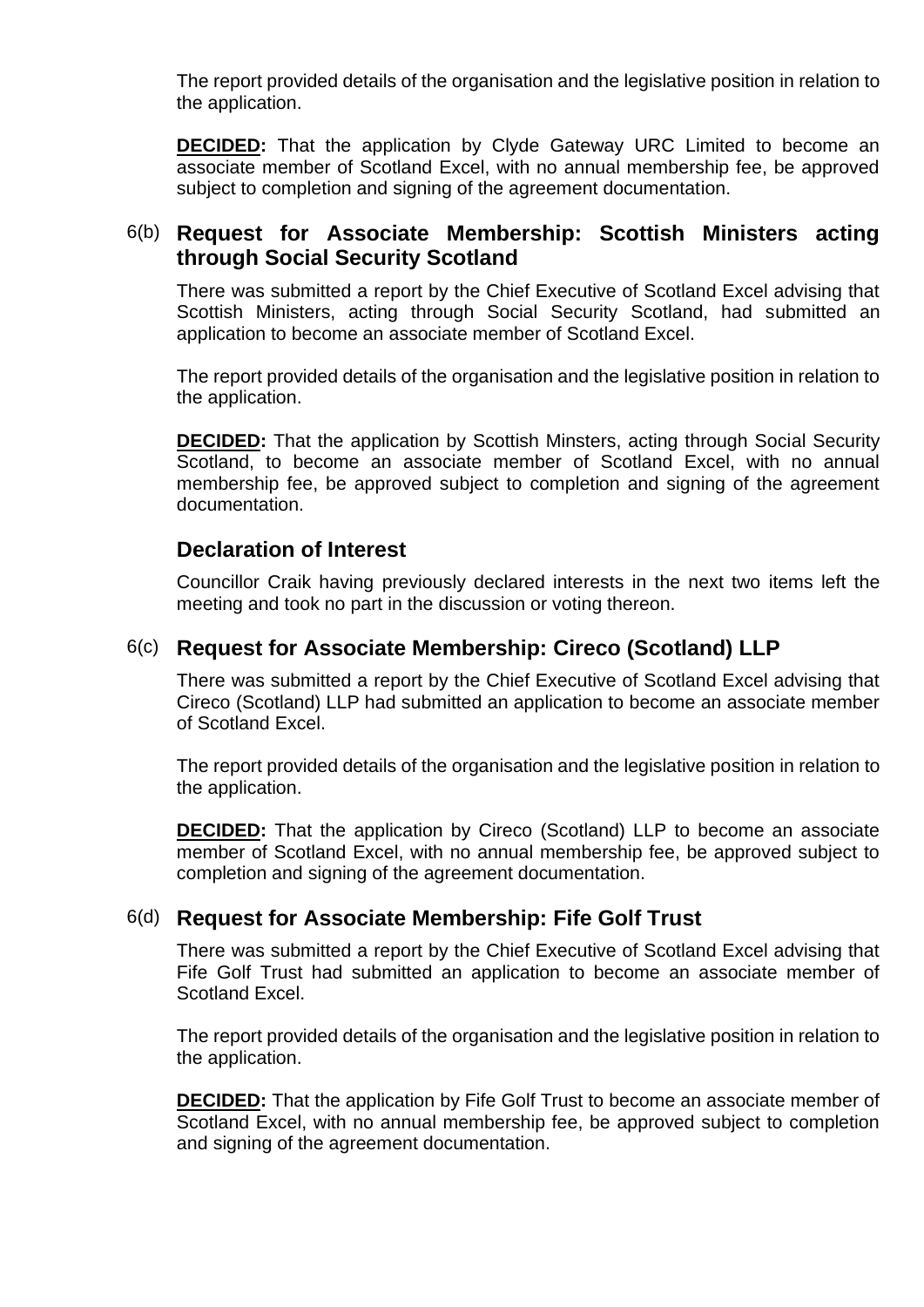The report provided details of the organisation and the legislative position in relation to the application.

**DECIDED:** That the application by Clyde Gateway URC Limited to become an associate member of Scotland Excel, with no annual membership fee, be approved subject to completion and signing of the agreement documentation.

### 6(b) Request for Associate Membership: Scottish Ministers acting through Social Security Scotland

There was submitted a report by the Chief Executive of Scotland Excel advising that Scottish Ministers, acting through Social Security Scotland, had submitted an application to become an associate member of Scotland Excel.

The report provided details of the organisation and the legislative position in relation to the application.

**DECIDED:** That the application by Scottish Minsters, acting through Social Security Scotland, to become an associate member of Scotland Excel, with no annual membership fee, be approved subject to completion and signing of the agreement documentation.

### Declaration of Interest

Councillor Craik having previously declared interests in the next two items left the meeting and took no part in the discussion or voting thereon.

### 6(c) Request for Associate Membership: Cireco (Scotland) LLP

There was submitted a report by the Chief Executive of Scotland Excel advising that Cireco (Scotland) LLP had submitted an application to become an associate member of Scotland Excel.

The report provided details of the organisation and the legislative position in relation to the application.

**DECIDED:** That the application by Cireco (Scotland) LLP to become an associate member of Scotland Excel, with no annual membership fee, be approved subject to completion and signing of the agreement documentation.

### 6(d) Request for Associate Membership: Fife Golf Trust

There was submitted a report by the Chief Executive of Scotland Excel advising that Fife Golf Trust had submitted an application to become an associate member of Scotland Excel.

The report provided details of the organisation and the legislative position in relation to the application.

**DECIDED:** That the application by Fife Golf Trust to become an associate member of Scotland Excel, with no annual membership fee, be approved subject to completion and signing of the agreement documentation.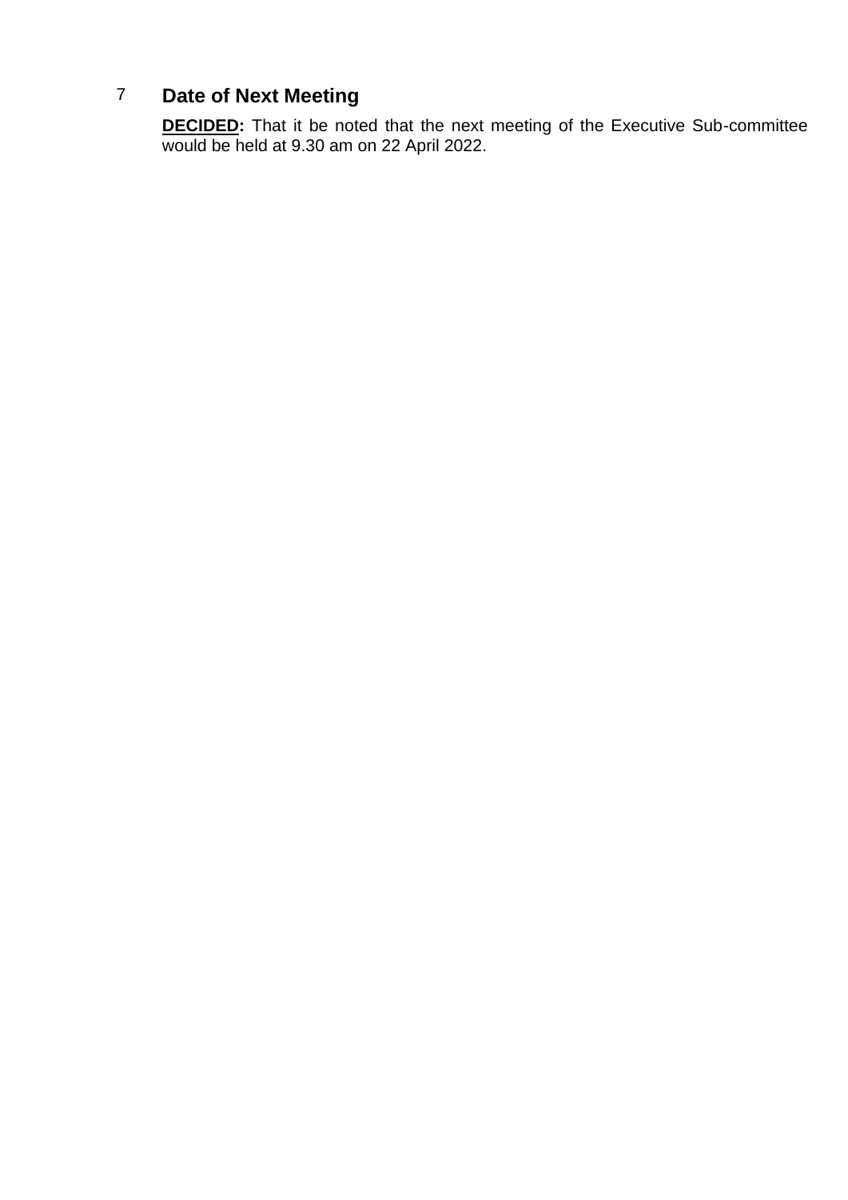## 7 Date of Next Meeting

**DECIDED:** That it be noted that the next meeting of the Executive Sub-committee would be held at 9.30 am on 22 April 2022.